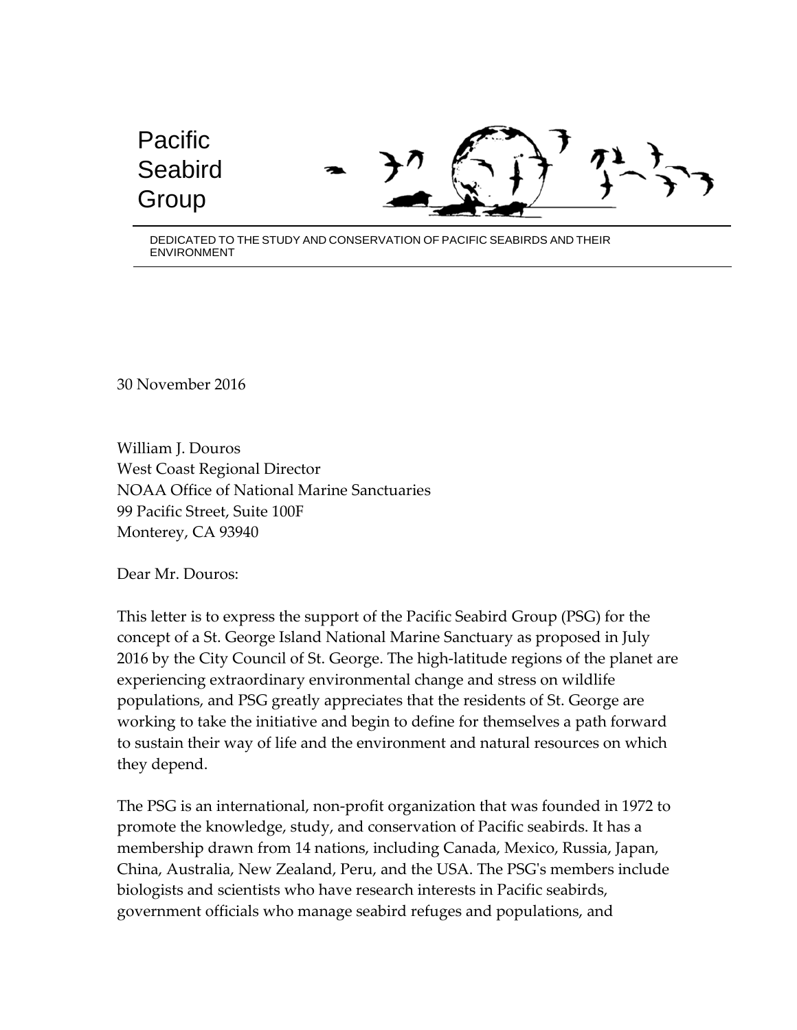# Pacific Seabird Group

DEDICATED TO THE STUDY AND CONSERVATION OF PACIFIC SEABIRDS AND THEIR ENVIRONMENT

30 November 2016

William J. Douros
West Coast Regional Director
NOAA Office of National Marine Sanctuaries
99 Pacific Street, Suite 100F
Monterey, CA 93940

Dear Mr. Douros:

This letter is to express the support of the Pacific Seabird Group (PSG) for the concept of a St. George Island National Marine Sanctuary as proposed in July 2016 by the City Council of St. George. The high-latitude regions of the planet are experiencing extraordinary environmental change and stress on wildlife populations, and PSG greatly appreciates that the residents of St. George are working to take the initiative and begin to define for themselves a path forward to sustain their way of life and the environment and natural resources on which they depend.

The PSG is an international, non-profit organization that was founded in 1972 to promote the knowledge, study, and conservation of Pacific seabirds. It has a membership drawn from 14 nations, including Canada, Mexico, Russia, Japan, China, Australia, New Zealand, Peru, and the USA. The PSG's members include biologists and scientists who have research interests in Pacific seabirds, government officials who manage seabird refuges and populations, and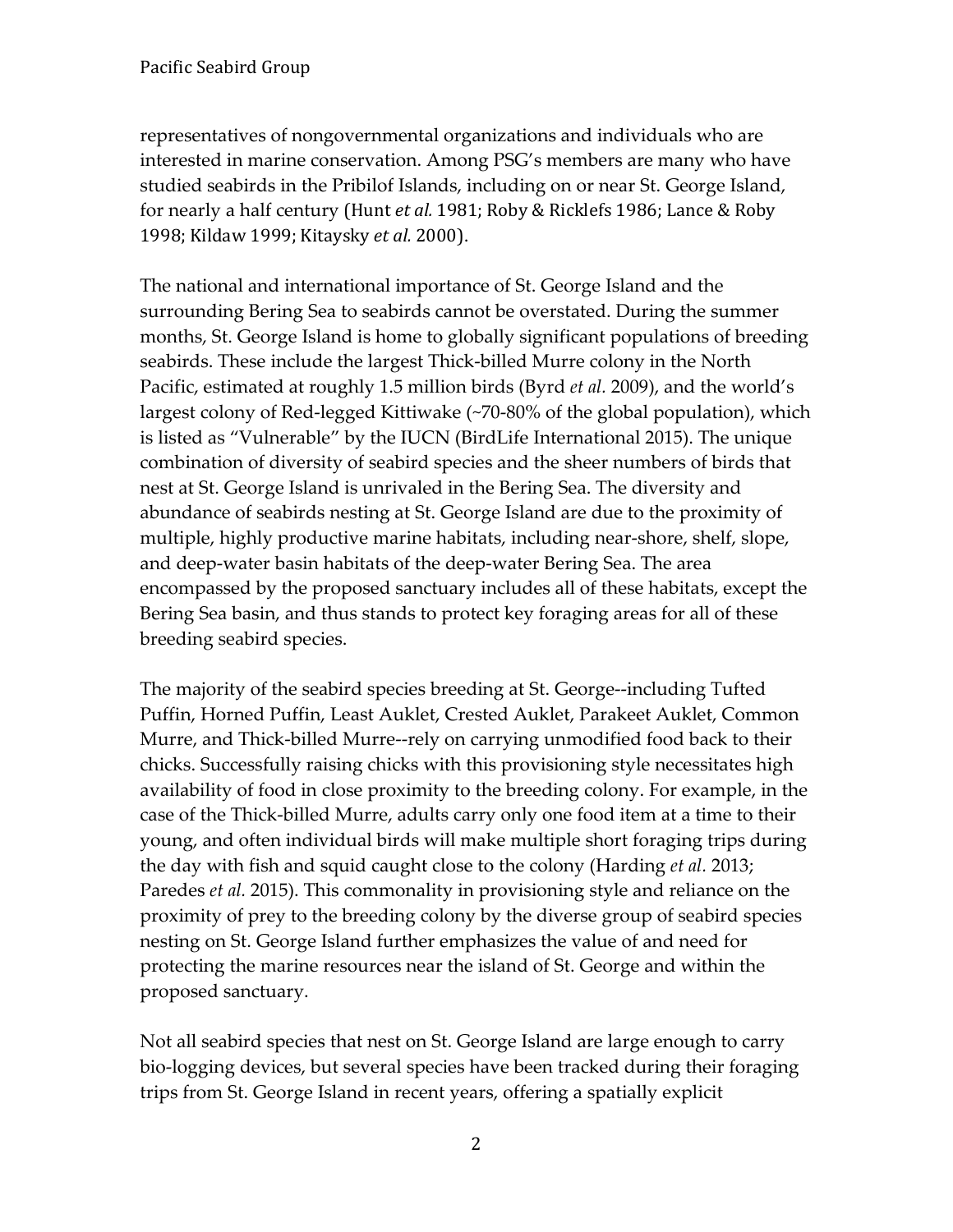representatives of nongovernmental organizations and individuals who are interested in marine conservation. Among PSG's members are many who have studied seabirds in the Pribilof Islands, including on or near St. George Island, for nearly a half century (Hunt *et al.* 1981; Roby & Ricklefs 1986; Lance & Roby 1998; Kildaw 1999; Kitaysky *et al.* 2000).

The national and international importance of St. George Island and the surrounding Bering Sea to seabirds cannot be overstated. During the summer months, St. George Island is home to globally significant populations of breeding seabirds. These include the largest Thick-billed Murre colony in the North Pacific, estimated at roughly 1.5 million birds (Byrd *et al.* 2009), and the world's largest colony of Red-legged Kittiwake (~70-80% of the global population), which is listed as "Vulnerable" by the IUCN (BirdLife International 2015). The unique combination of diversity of seabird species and the sheer numbers of birds that nest at St. George Island is unrivaled in the Bering Sea. The diversity and abundance of seabirds nesting at St. George Island are due to the proximity of multiple, highly productive marine habitats, including near-shore, shelf, slope, and deep-water basin habitats of the deep-water Bering Sea. The area encompassed by the proposed sanctuary includes all of these habitats, except the Bering Sea basin, and thus stands to protect key foraging areas for all of these breeding seabird species.

The majority of the seabird species breeding at St. George--including Tufted Puffin, Horned Puffin, Least Auklet, Crested Auklet, Parakeet Auklet, Common Murre, and Thick-billed Murre--rely on carrying unmodified food back to their chicks. Successfully raising chicks with this provisioning style necessitates high availability of food in close proximity to the breeding colony. For example, in the case of the Thick-billed Murre, adults carry only one food item at a time to their young, and often individual birds will make multiple short foraging trips during the day with fish and squid caught close to the colony (Harding *et al.* 2013; Paredes *et al.* 2015). This commonality in provisioning style and reliance on the proximity of prey to the breeding colony by the diverse group of seabird species nesting on St. George Island further emphasizes the value of and need for protecting the marine resources near the island of St. George and within the proposed sanctuary.

Not all seabird species that nest on St. George Island are large enough to carry bio-logging devices, but several species have been tracked during their foraging trips from St. George Island in recent years, offering a spatially explicit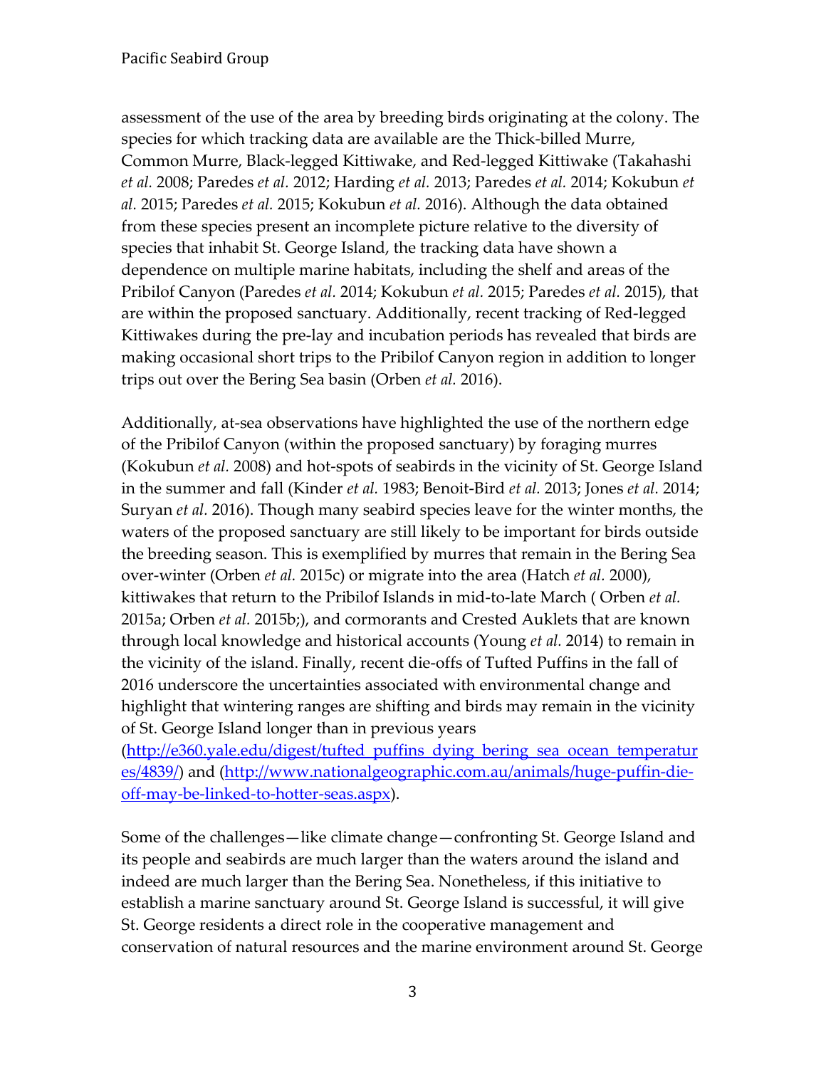assessment of the use of the area by breeding birds originating at the colony. The species for which tracking data are available are the Thick-billed Murre, Common Murre, Black-legged Kittiwake, and Red-legged Kittiwake (Takahashi *et al.* 2008; Paredes *et al.* 2012; Harding *et al.* 2013; Paredes *et al.* 2014; Kokubun *et al.* 2015; Paredes *et al.* 2015; Kokubun *et al.* 2016). Although the data obtained from these species present an incomplete picture relative to the diversity of species that inhabit St. George Island, the tracking data have shown a dependence on multiple marine habitats, including the shelf and areas of the Pribilof Canyon (Paredes *et al.* 2014; Kokubun *et al.* 2015; Paredes *et al.* 2015), that are within the proposed sanctuary. Additionally, recent tracking of Red-legged Kittiwakes during the pre-lay and incubation periods has revealed that birds are making occasional short trips to the Pribilof Canyon region in addition to longer trips out over the Bering Sea basin (Orben *et al.* 2016).

Additionally, at-sea observations have highlighted the use of the northern edge of the Pribilof Canyon (within the proposed sanctuary) by foraging murres (Kokubun *et al.* 2008) and hot-spots of seabirds in the vicinity of St. George Island in the summer and fall (Kinder *et al.* 1983; Benoit-Bird *et al.* 2013; Jones *et al.* 2014; Suryan *et al.* 2016). Though many seabird species leave for the winter months, the waters of the proposed sanctuary are still likely to be important for birds outside the breeding season. This is exemplified by murres that remain in the Bering Sea over-winter (Orben *et al.* 2015c) or migrate into the area (Hatch *et al.* 2000), kittiwakes that return to the Pribilof Islands in mid-to-late March ( Orben *et al.* 2015a; Orben *et al.* 2015b;), and cormorants and Crested Auklets that are known through local knowledge and historical accounts (Young *et al.* 2014) to remain in the vicinity of the island. Finally, recent die-offs of Tufted Puffins in the fall of 2016 underscore the uncertainties associated with environmental change and highlight that wintering ranges are shifting and birds may remain in the vicinity of St. George Island longer than in previous years ([http://e360.yale.edu/digest/tufted_puffins_dying_bering_sea_ocean_temperatures/4839/](http://e360.yale.edu/digest/tufted_puffins_dying_bering_sea_ocean_temperatures/4839/)) and ([http://www.nationalgeographic.com.au/animals/huge-puffin-die-off-may-be-linked-to-hotter-seas.aspx](http://www.nationalgeographic.com.au/animals/huge-puffin-die-off-may-be-linked-to-hotter-seas.aspx)).

Some of the challenges—like climate change—confronting St. George Island and its people and seabirds are much larger than the waters around the island and indeed are much larger than the Bering Sea. Nonetheless, if this initiative to establish a marine sanctuary around St. George Island is successful, it will give St. George residents a direct role in the cooperative management and conservation of natural resources and the marine environment around St. George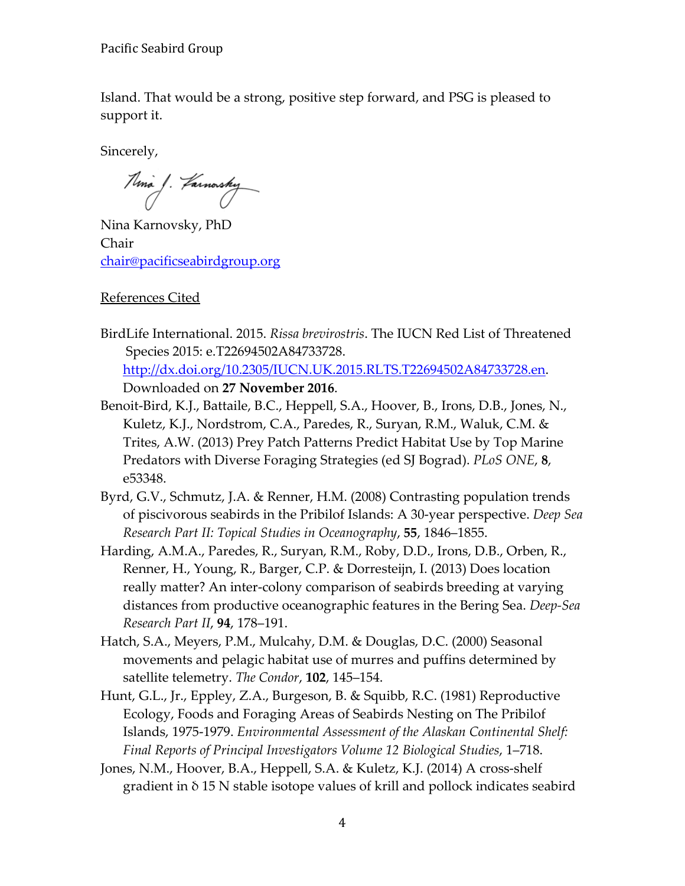Island. That would be a strong, positive step forward, and PSG is pleased to support it.

Sincerely,

Nina Karnovsky, PhD
Chair
chair@pacificseabirdgroup.org

References Cited

BirdLife International. 2015. *Rissa brevirostris*. The IUCN Red List of Threatened Species 2015: e.T22694502A84733728. http://dx.doi.org/10.2305/IUCN.UK.2015.RLTS.T22694502A84733728.en. Downloaded on **27 November 2016**.

Benoit-Bird, K.J., Battaile, B.C., Heppell, S.A., Hoover, B., Irons, D.B., Jones, N., Kuletz, K.J., Nordstrom, C.A., Paredes, R., Suryan, R.M., Waluk, C.M. & Trites, A.W. (2013) Prey Patch Patterns Predict Habitat Use by Top Marine Predators with Diverse Foraging Strategies (ed SJ Bograd). *PLoS ONE*, **8**, e53348.

Byrd, G.V., Schmutz, J.A. & Renner, H.M. (2008) Contrasting population trends of piscivorous seabirds in the Pribilof Islands: A 30-year perspective. *Deep Sea Research Part II: Topical Studies in Oceanography*, **55**, 1846–1855.

Harding, A.M.A., Paredes, R., Suryan, R.M., Roby, D.D., Irons, D.B., Orben, R., Renner, H., Young, R., Barger, C.P. & Dorresteijn, I. (2013) Does location really matter? An inter-colony comparison of seabirds breeding at varying distances from productive oceanographic features in the Bering Sea. *Deep-Sea Research Part II*, **94**, 178–191.

Hatch, S.A., Meyers, P.M., Mulcahy, D.M. & Douglas, D.C. (2000) Seasonal movements and pelagic habitat use of murres and puffins determined by satellite telemetry. *The Condor*, **102**, 145–154.

Hunt, G.L., Jr., Eppley, Z.A., Burgeson, B. & Squibb, R.C. (1981) Reproductive Ecology, Foods and Foraging Areas of Seabirds Nesting on The Pribilof Islands, 1975-1979. *Environmental Assessment of the Alaskan Continental Shelf: Final Reports of Principal Investigators Volume 12 Biological Studies*, 1–718.

Jones, N.M., Hoover, B.A., Heppell, S.A. & Kuletz, K.J. (2014) A cross-shelf gradient in $\delta^{15}N$ stable isotope values of krill and pollock indicates seabird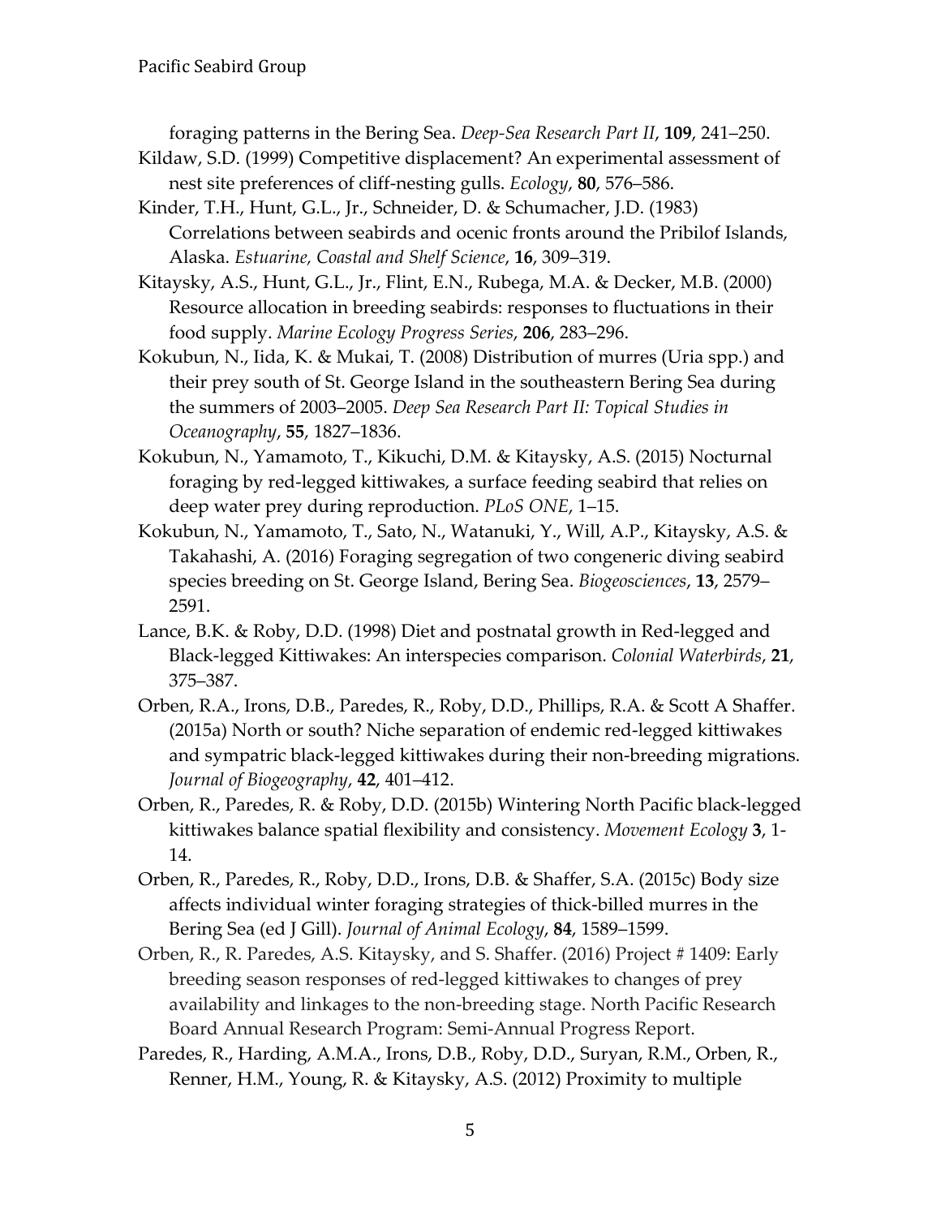foraging patterns in the Bering Sea. *Deep-Sea Research Part II*, **109**, 241–250.

Kildaw, S.D. (1999) Competitive displacement? An experimental assessment of nest site preferences of cliff-nesting gulls. *Ecology*, **80**, 576–586.

Kinder, T.H., Hunt, G.L., Jr., Schneider, D. & Schumacher, J.D. (1983) Correlations between seabirds and ocenic fronts around the Pribilof Islands, Alaska. *Estuarine, Coastal and Shelf Science*, **16**, 309–319.

Kitaysky, A.S., Hunt, G.L., Jr., Flint, E.N., Rubega, M.A. & Decker, M.B. (2000) Resource allocation in breeding seabirds: responses to fluctuations in their food supply. *Marine Ecology Progress Series*, **206**, 283–296.

Kokubun, N., Iida, K. & Mukai, T. (2008) Distribution of murres (Uria spp.) and their prey south of St. George Island in the southeastern Bering Sea during the summers of 2003–2005. *Deep Sea Research Part II: Topical Studies in Oceanography*, **55**, 1827–1836.

Kokubun, N., Yamamoto, T., Kikuchi, D.M. & Kitaysky, A.S. (2015) Nocturnal foraging by red-legged kittiwakes, a surface feeding seabird that relies on deep water prey during reproduction. *PLoS ONE*, 1–15.

Kokubun, N., Yamamoto, T., Sato, N., Watanuki, Y., Will, A.P., Kitaysky, A.S. & Takahashi, A. (2016) Foraging segregation of two congeneric diving seabird species breeding on St. George Island, Bering Sea. *Biogeosciences*, **13**, 2579–2591.

Lance, B.K. & Roby, D.D. (1998) Diet and postnatal growth in Red-legged and Black-legged Kittiwakes: An interspecies comparison. *Colonial Waterbirds*, **21**, 375–387.

Orben, R.A., Irons, D.B., Paredes, R., Roby, D.D., Phillips, R.A. & Scott A Shaffer. (2015a) North or south? Niche separation of endemic red-legged kittiwakes and sympatric black-legged kittiwakes during their non-breeding migrations. *Journal of Biogeography*, **42**, 401–412.

Orben, R., Paredes, R. & Roby, D.D. (2015b) Wintering North Pacific black-legged kittiwakes balance spatial flexibility and consistency. *Movement Ecology* **3**, 1-14.

Orben, R., Paredes, R., Roby, D.D., Irons, D.B. & Shaffer, S.A. (2015c) Body size affects individual winter foraging strategies of thick-billed murres in the Bering Sea (ed J Gill). *Journal of Animal Ecology*, **84**, 1589–1599.

Orben, R., R. Paredes, A.S. Kitaysky, and S. Shaffer. (2016) Project # 1409: Early breeding season responses of red-legged kittiwakes to changes of prey availability and linkages to the non-breeding stage. North Pacific Research Board Annual Research Program: Semi-Annual Progress Report.

Paredes, R., Harding, A.M.A., Irons, D.B., Roby, D.D., Suryan, R.M., Orben, R., Renner, H.M., Young, R. & Kitaysky, A.S. (2012) Proximity to multiple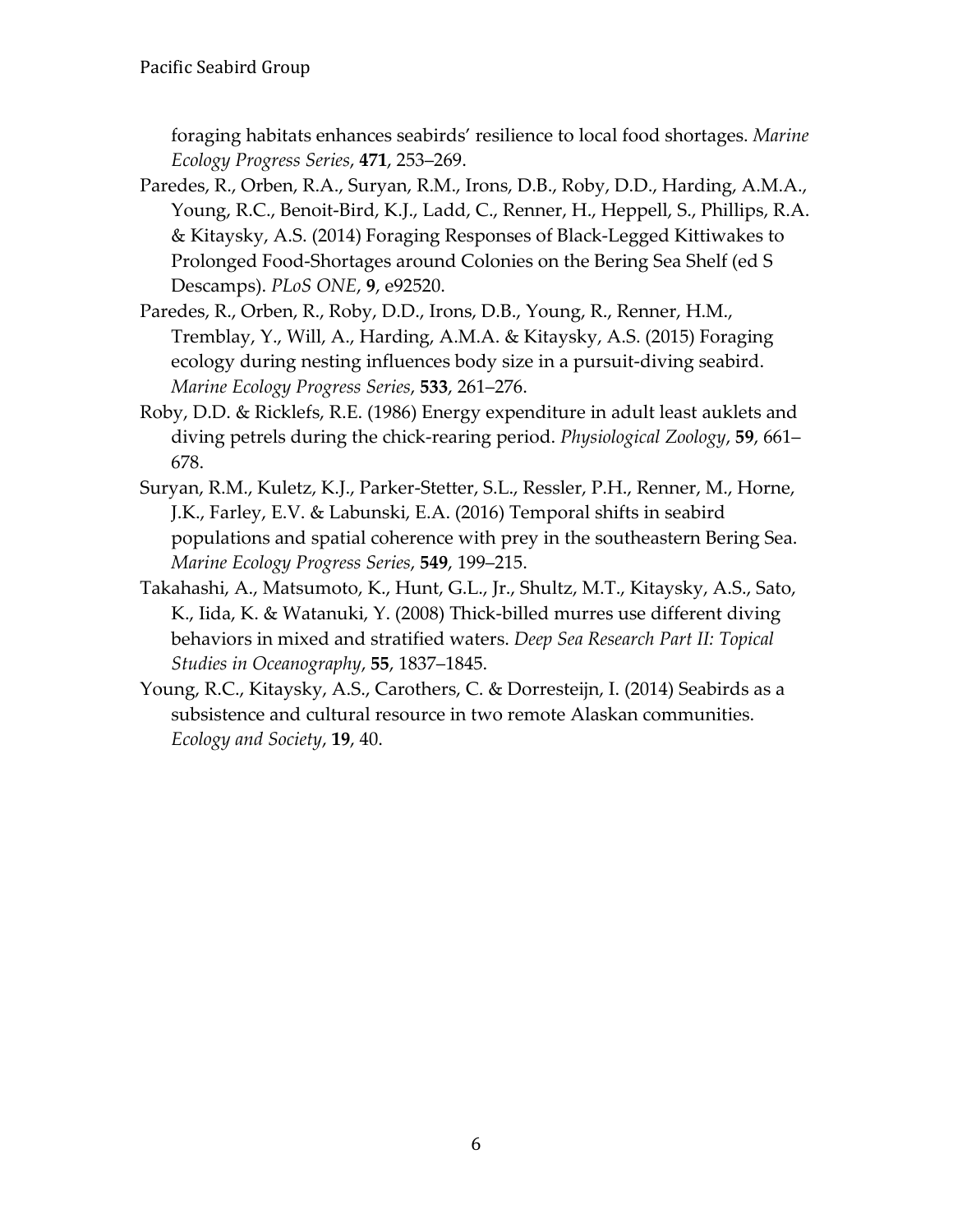foraging habitats enhances seabirds' resilience to local food shortages. *Marine Ecology Progress Series*, **471**, 253–269.

Paredes, R., Orben, R.A., Suryan, R.M., Irons, D.B., Roby, D.D., Harding, A.M.A., Young, R.C., Benoit-Bird, K.J., Ladd, C., Renner, H., Heppell, S., Phillips, R.A. & Kitaysky, A.S. (2014) Foraging Responses of Black-Legged Kittiwakes to Prolonged Food-Shortages around Colonies on the Bering Sea Shelf (ed S Descamps). *PLoS ONE*, **9**, e92520.

Paredes, R., Orben, R., Roby, D.D., Irons, D.B., Young, R., Renner, H.M., Tremblay, Y., Will, A., Harding, A.M.A. & Kitaysky, A.S. (2015) Foraging ecology during nesting influences body size in a pursuit-diving seabird. *Marine Ecology Progress Series*, **533**, 261–276.

Roby, D.D. & Ricklefs, R.E. (1986) Energy expenditure in adult least auklets and diving petrels during the chick-rearing period. *Physiological Zoology*, **59**, 661–678.

Suryan, R.M., Kuletz, K.J., Parker-Stetter, S.L., Ressler, P.H., Renner, M., Horne, J.K., Farley, E.V. & Labunski, E.A. (2016) Temporal shifts in seabird populations and spatial coherence with prey in the southeastern Bering Sea. *Marine Ecology Progress Series*, **549**, 199–215.

Takahashi, A., Matsumoto, K., Hunt, G.L., Jr., Shultz, M.T., Kitaysky, A.S., Sato, K., Iida, K. & Watanuki, Y. (2008) Thick-billed murres use different diving behaviors in mixed and stratified waters. *Deep Sea Research Part II: Topical Studies in Oceanography*, **55**, 1837–1845.

Young, R.C., Kitaysky, A.S., Carothers, C. & Dorresteijn, I. (2014) Seabirds as a subsistence and cultural resource in two remote Alaskan communities. *Ecology and Society*, **19**, 40.